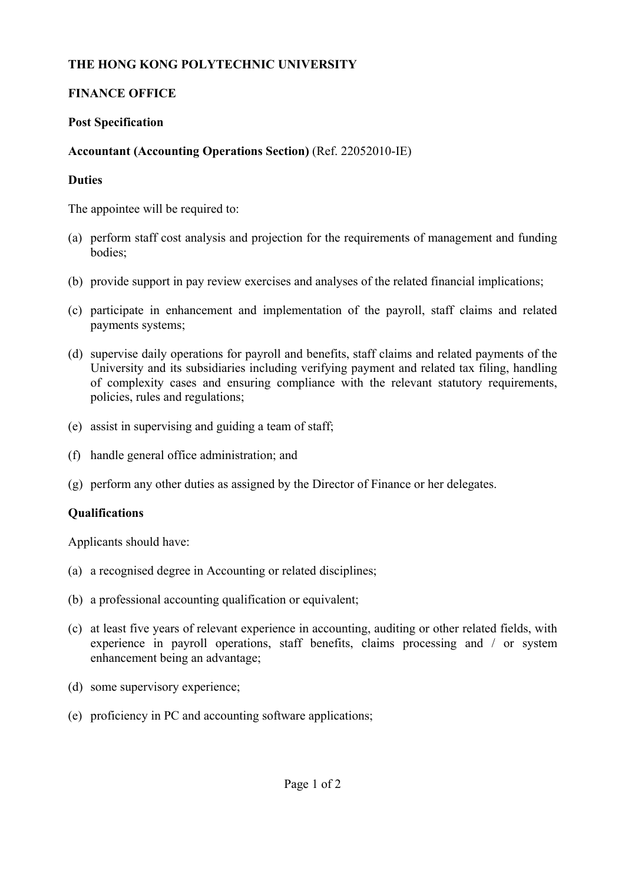**THE HONG KONG POLYTECHNIC UNIVERSITY**

**FINANCE OFFICE**

**Post Specification**

**Accountant (Accounting Operations Section)** (Ref. 22052010-IE)

**Duties**

The appointee will be required to:

(a) perform staff cost analysis and projection for the requirements of management and funding bodies;

(b) provide support in pay review exercises and analyses of the related financial implications;

(c) participate in enhancement and implementation of the payroll, staff claims and related payments systems;

(d) supervise daily operations for payroll and benefits, staff claims and related payments of the University and its subsidiaries including verifying payment and related tax filing, handling of complexity cases and ensuring compliance with the relevant statutory requirements, policies, rules and regulations;

(e) assist in supervising and guiding a team of staff;

(f) handle general office administration; and

(g) perform any other duties as assigned by the Director of Finance or her delegates.

**Qualifications**

Applicants should have:

(a) a recognised degree in Accounting or related disciplines;

(b) a professional accounting qualification or equivalent;

(c) at least five years of relevant experience in accounting, auditing or other related fields, with experience in payroll operations, staff benefits, claims processing and / or system enhancement being an advantage;

(d) some supervisory experience;

(e) proficiency in PC and accounting software applications;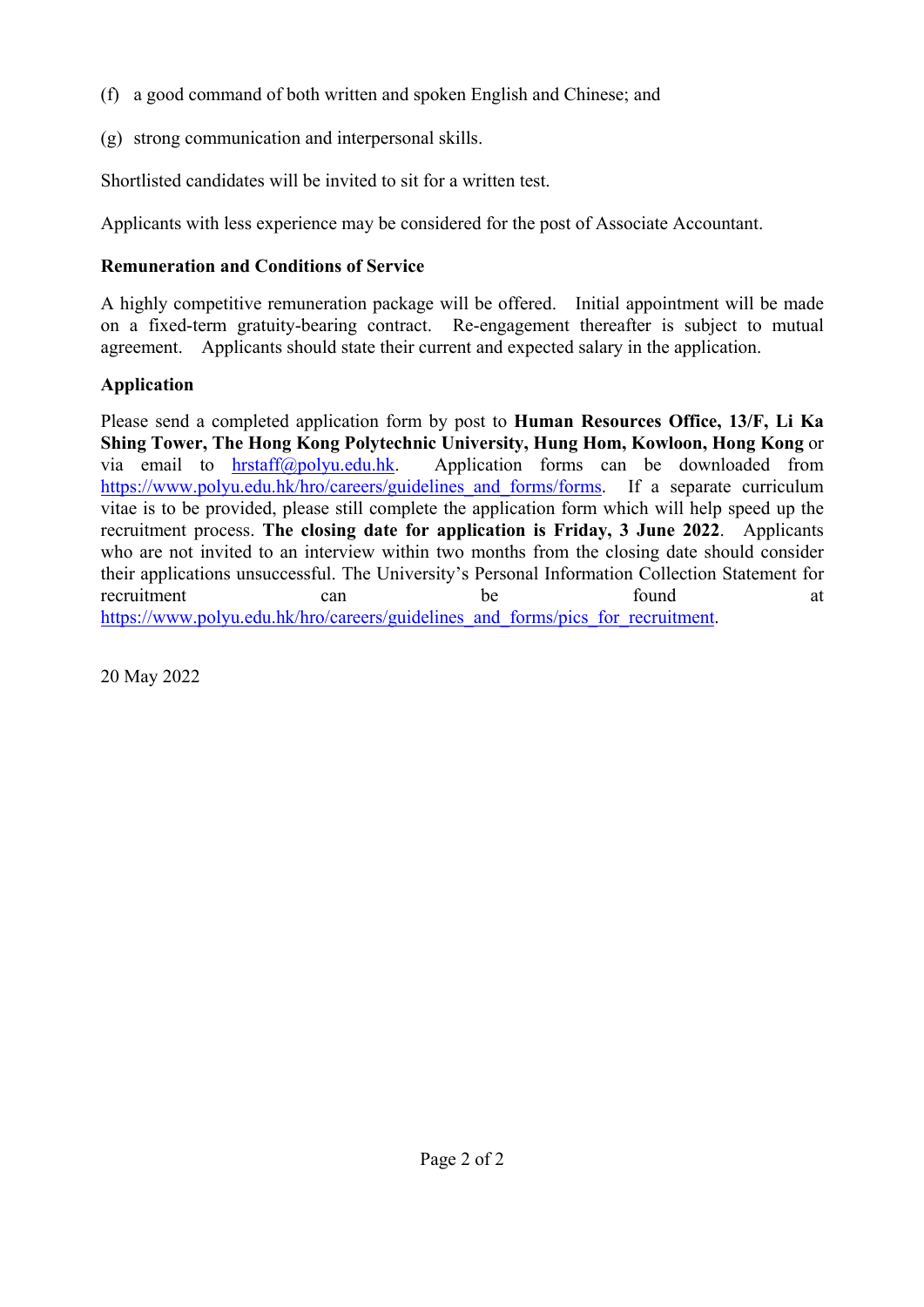(f) a good command of both written and spoken English and Chinese; and

(g) strong communication and interpersonal skills.

Shortlisted candidates will be invited to sit for a written test.

Applicants with less experience may be considered for the post of Associate Accountant.

**Remuneration and Conditions of Service**

A highly competitive remuneration package will be offered. Initial appointment will be made on a fixed-term gratuity-bearing contract. Re-engagement thereafter is subject to mutual agreement. Applicants should state their current and expected salary in the application.

**Application**

Please send a completed application form by post to **Human Resources Office, 13/F, Li Ka Shing Tower, The Hong Kong Polytechnic University, Hung Hom, Kowloon, Hong Kong** or via email to hrstaff@polyu.edu.hk. Application forms can be downloaded from https://www.polyu.edu.hk/hro/careers/guidelines_and_forms/forms. If a separate curriculum vitae is to be provided, please still complete the application form which will help speed up the recruitment process. **The closing date for application is Friday, 3 June 2022**. Applicants who are not invited to an interview within two months from the closing date should consider their applications unsuccessful. The University's Personal Information Collection Statement for recruitment can be found at https://www.polyu.edu.hk/hro/careers/guidelines_and_forms/pics_for_recruitment.

20 May 2022